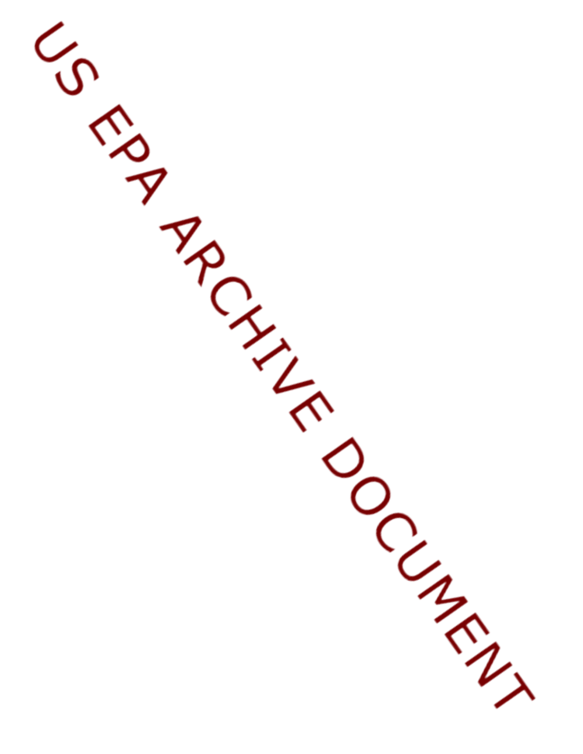US EPA ARCHIVE DOCUMENT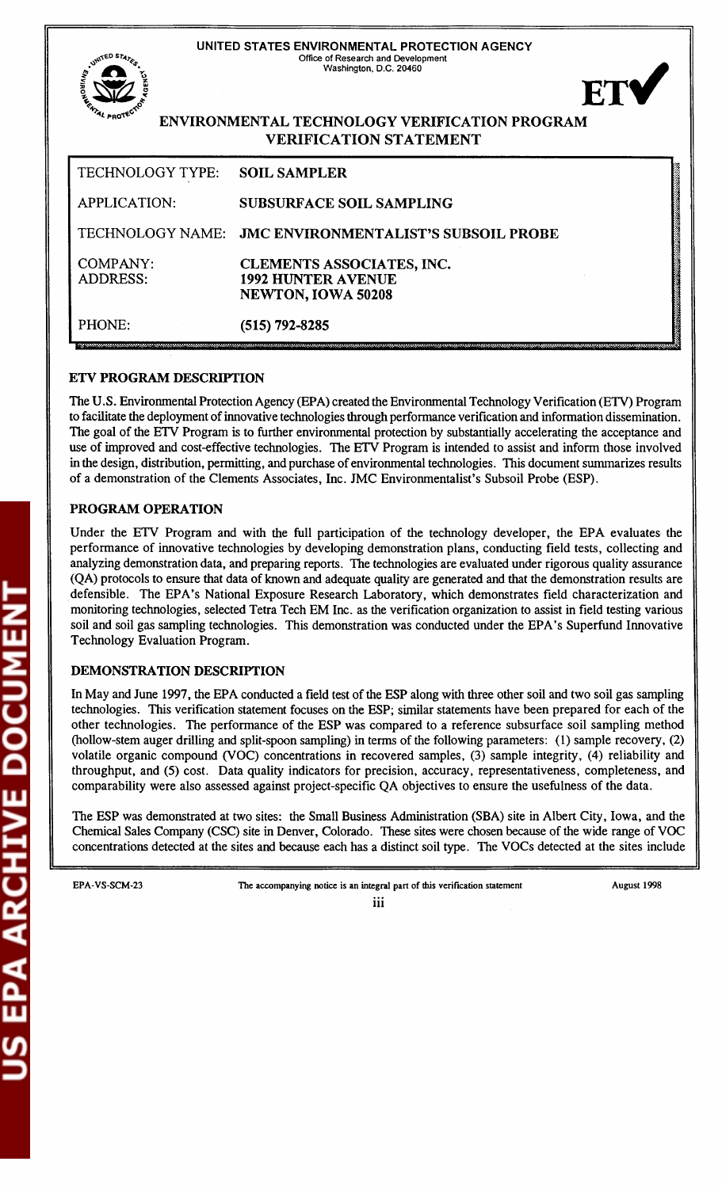UNITED STATES ENVIRONMENTAL PROTECTION AGENCY
Office of Research and Development
Washington, D.C. 20460

# ENVIRONMENTAL TECHNOLOGY VERIFICATION PROGRAM
## VERIFICATION STATEMENT

| | |
|---|---|
| TECHNOLOGY TYPE: | **SOIL SAMPLER** |
| APPLICATION: | **SUBSURFACE SOIL SAMPLING** |
| TECHNOLOGY NAME: | **JMC ENVIRONMENTALIST'S SUBSOIL PROBE** |
| COMPANY: ADDRESS: | **CLEMENTS ASSOCIATES, INC. 1992 HUNTER AVENUE NEWTON, IOWA 50208** |
| PHONE: | **(515) 792-8285** |

### ETV PROGRAM DESCRIPTION

The U.S. Environmental Protection Agency (EPA) created the Environmental Technology Verification (ETV) Program to facilitate the deployment of innovative technologies through performance verification and information dissemination. The goal of the ETV Program is to further environmental protection by substantially accelerating the acceptance and use of improved and cost-effective technologies. The ETV Program is intended to assist and inform those involved in the design, distribution, permitting, and purchase of environmental technologies. This document summarizes results of a demonstration of the Clements Associates, Inc. JMC Environmentalist's Subsoil Probe (ESP).

### PROGRAM OPERATION

Under the ETV Program and with the full participation of the technology developer, the EPA evaluates the performance of innovative technologies by developing demonstration plans, conducting field tests, collecting and analyzing demonstration data, and preparing reports. The technologies are evaluated under rigorous quality assurance (QA) protocols to ensure that data of known and adequate quality are generated and that the demonstration results are defensible. The EPA's National Exposure Research Laboratory, which demonstrates field characterization and monitoring technologies, selected Tetra Tech EM Inc. as the verification organization to assist in field testing various soil and soil gas sampling technologies. This demonstration was conducted under the EPA's Superfund Innovative Technology Evaluation Program.

### DEMONSTRATION DESCRIPTION

In May and June 1997, the EPA conducted a field test of the ESP along with three other soil and two soil gas sampling technologies. This verification statement focuses on the ESP; similar statements have been prepared for each of the other technologies. The performance of the ESP was compared to a reference subsurface soil sampling method (hollow-stem auger drilling and split-spoon sampling) in terms of the following parameters: (1) sample recovery, (2) volatile organic compound (VOC) concentrations in recovered samples, (3) sample integrity, (4) reliability and throughput, and (5) cost. Data quality indicators for precision, accuracy, representativeness, completeness, and comparability were also assessed against project-specific QA objectives to ensure the usefulness of the data.

The ESP was demonstrated at two sites: the Small Business Administration (SBA) site in Albert City, Iowa, and the Chemical Sales Company (CSC) site in Denver, Colorado. These sites were chosen because of the wide range of VOC concentrations detected at the sites and because each has a distinct soil type. The VOCs detected at the sites include

EPA-VS-SCM-23 The accompanying notice is an integral part of this verification statement August 1998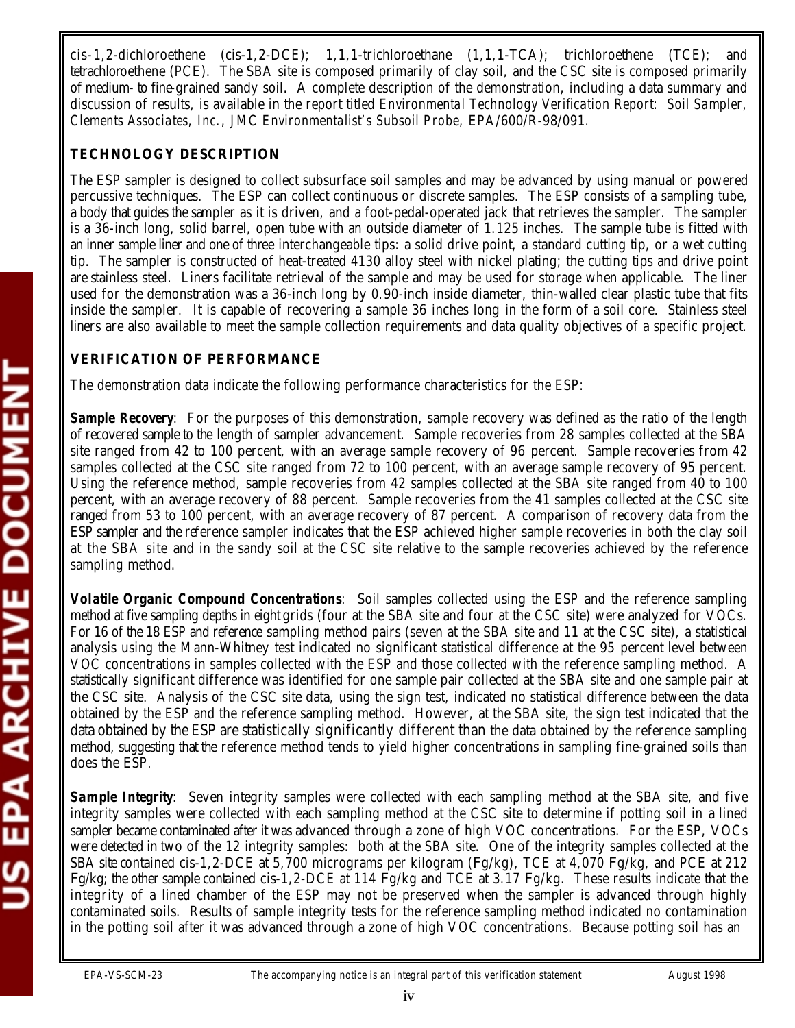cis-1,2-dichloroethene (cis-1,2-DCE); 1,1,1-trichloroethane (1,1,1-TCA); trichloroethene (TCE); and tetrachloroethene (PCE). The SBA site is composed primarily of clay soil, and the CSC site is composed primarily of medium- to fine-grained sandy soil. A complete description of the demonstration, including a data summary and discussion of results, is available in the report titled *Environmental Technology Verification Report: Soil Sampler, Clements Associates, Inc., JMC Environmentalist's Subsoil Probe*, EPA/600/R-98/091.

## TECHNOLOGY DESCRIPTION

The ESP sampler is designed to collect subsurface soil samples and may be advanced by using manual or powered percussive techniques. The ESP can collect continuous or discrete samples. The ESP consists of a sampling tube, a body that guides the sampler as it is driven, and a foot-pedal-operated jack that retrieves the sampler. The sampler is a 36-inch long, solid barrel, open tube with an outside diameter of 1.125 inches. The sample tube is fitted with an inner sample liner and one of three interchangeable tips: a solid drive point, a standard cutting tip, or a wet cutting tip. The sampler is constructed of heat-treated 4130 alloy steel with nickel plating; the cutting tips and drive point are stainless steel. Liners facilitate retrieval of the sample and may be used for storage when applicable. The liner used for the demonstration was a 36-inch long by 0.90-inch inside diameter, thin-walled clear plastic tube that fits inside the sampler. It is capable of recovering a sample 36 inches long in the form of a soil core. Stainless steel liners are also available to meet the sample collection requirements and data quality objectives of a specific project.

## VERIFICATION OF PERFORMANCE

The demonstration data indicate the following performance characteristics for the ESP:

**Sample Recovery**: For the purposes of this demonstration, sample recovery was defined as the ratio of the length of recovered sample to the length of sampler advancement. Sample recoveries from 28 samples collected at the SBA site ranged from 42 to 100 percent, with an average sample recovery of 96 percent. Sample recoveries from 42 samples collected at the CSC site ranged from 72 to 100 percent, with an average sample recovery of 95 percent. Using the reference method, sample recoveries from 42 samples collected at the SBA site ranged from 40 to 100 percent, with an average recovery of 88 percent. Sample recoveries from the 41 samples collected at the CSC site ranged from 53 to 100 percent, with an average recovery of 87 percent. A comparison of recovery data from the ESP sampler and the reference sampler indicates that the ESP achieved higher sample recoveries in both the clay soil at the SBA site and in the sandy soil at the CSC site relative to the sample recoveries achieved by the reference sampling method.

**Volatile Organic Compound Concentrations**: Soil samples collected using the ESP and the reference sampling method at five sampling depths in eight grids (four at the SBA site and four at the CSC site) were analyzed for VOCs. For 16 of the 18 ESP and reference sampling method pairs (seven at the SBA site and 11 at the CSC site), a statistical analysis using the Mann-Whitney test indicated no significant statistical difference at the 95 percent level between VOC concentrations in samples collected with the ESP and those collected with the reference sampling method. A statistically significant difference was identified for one sample pair collected at the SBA site and one sample pair at the CSC site. Analysis of the CSC site data, using the sign test, indicated no statistical difference between the data obtained by the ESP and the reference sampling method. However, at the SBA site, the sign test indicated that the data obtained by the ESP are statistically significantly different than the data obtained by the reference sampling method, suggesting that the reference method tends to yield higher concentrations in sampling fine-grained soils than does the ESP.

**Sample Integrity**: Seven integrity samples were collected with each sampling method at the SBA site, and five integrity samples were collected with each sampling method at the CSC site to determine if potting soil in a lined sampler became contaminated after it was advanced through a zone of high VOC concentrations. For the ESP, VOCs were detected in two of the 12 integrity samples: both at the SBA site. One of the integrity samples collected at the SBA site contained cis-1,2-DCE at 5,700 micrograms per kilogram (Fg/kg), TCE at 4,070 Fg/kg, and PCE at 212 Fg/kg; the other sample contained cis-1,2-DCE at 114 Fg/kg and TCE at 3.17 Fg/kg. These results indicate that the integrity of a lined chamber of the ESP may not be preserved when the sampler is advanced through highly contaminated soils. Results of sample integrity tests for the reference sampling method indicated no contamination in the potting soil after it was advanced through a zone of high VOC concentrations. Because potting soil has an

EPA-VS-SCM-23 The accompanying notice is an integral part of this verification statement August 1998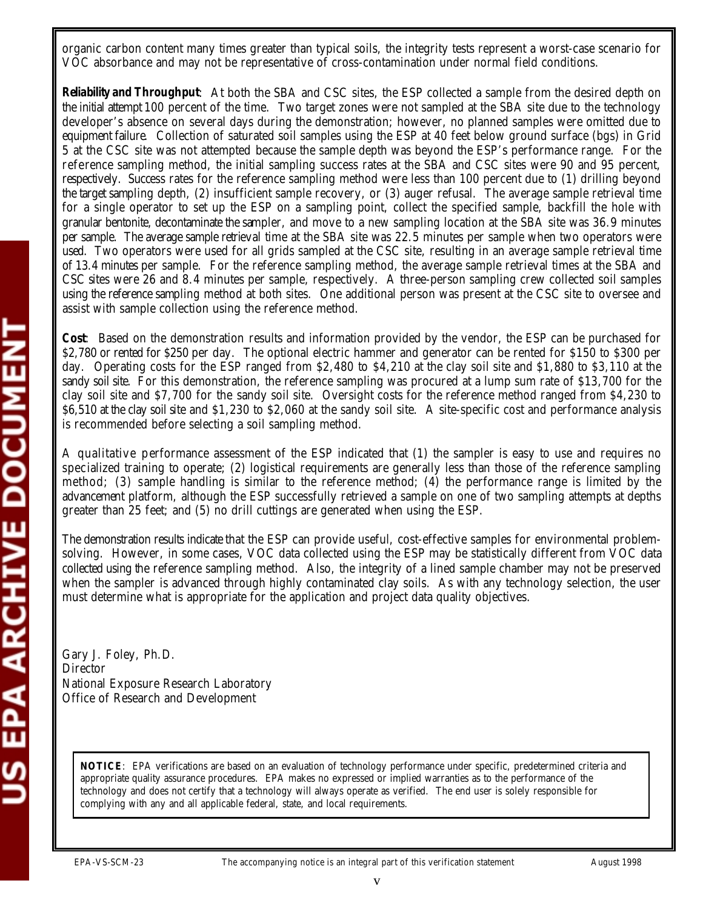organic carbon content many times greater than typical soils, the integrity tests represent a worst-case scenario for VOC absorbance and may not be representative of cross-contamination under normal field conditions.

**Reliability and Throughput**: At both the SBA and CSC sites, the ESP collected a sample from the desired depth on the initial attempt 100 percent of the time. Two target zones were not sampled at the SBA site due to the technology developer's absence on several days during the demonstration; however, no planned samples were omitted due to equipment failure. Collection of saturated soil samples using the ESP at 40 feet below ground surface (bgs) in Grid 5 at the CSC site was not attempted because the sample depth was beyond the ESP's performance range. For the reference sampling method, the initial sampling success rates at the SBA and CSC sites were 90 and 95 percent, respectively. Success rates for the reference sampling method were less than 100 percent due to (1) drilling beyond the target sampling depth, (2) insufficient sample recovery, or (3) auger refusal. The average sample retrieval time for a single operator to set up the ESP on a sampling point, collect the specified sample, backfill the hole with granular bentonite, decontaminate the sampler, and move to a new sampling location at the SBA site was 36.9 minutes per sample. The average sample retrieval time at the SBA site was 22.5 minutes per sample when two operators were used. Two operators were used for all grids sampled at the CSC site, resulting in an average sample retrieval time of 13.4 minutes per sample. For the reference sampling method, the average sample retrieval times at the SBA and CSC sites were 26 and 8.4 minutes per sample, respectively. A three-person sampling crew collected soil samples using the reference sampling method at both sites. One additional person was present at the CSC site to oversee and assist with sample collection using the reference method.

**Cost**: Based on the demonstration results and information provided by the vendor, the ESP can be purchased for $2,780 or rented for $250 per day. The optional electric hammer and generator can be rented for $150 to $300 per day. Operating costs for the ESP ranged from $2,480 to $4,210 at the clay soil site and $1,880 to $3,110 at the sandy soil site. For this demonstration, the reference sampling was procured at a lump sum rate of $13,700 for the clay soil site and $7,700 for the sandy soil site. Oversight costs for the reference method ranged from $4,230 to $6,510 at the clay soil site and $1,230 to $2,060 at the sandy soil site. A site-specific cost and performance analysis is recommended before selecting a soil sampling method.

A qualitative performance assessment of the ESP indicated that (1) the sampler is easy to use and requires no specialized training to operate; (2) logistical requirements are generally less than those of the reference sampling method; (3) sample handling is similar to the reference method; (4) the performance range is limited by the advancement platform, although the ESP successfully retrieved a sample on one of two sampling attempts at depths greater than 25 feet; and (5) no drill cuttings are generated when using the ESP.

The demonstration results indicate that the ESP can provide useful, cost-effective samples for environmental problem-solving. However, in some cases, VOC data collected using the ESP may be statistically different from VOC data collected using the reference sampling method. Also, the integrity of a lined sample chamber may not be preserved when the sampler is advanced through highly contaminated clay soils. As with any technology selection, the user must determine what is appropriate for the application and project data quality objectives.

Gary J. Foley, Ph.D.
Director
National Exposure Research Laboratory
Office of Research and Development

**NOTICE**: EPA verifications are based on an evaluation of technology performance under specific, predetermined criteria and appropriate quality assurance procedures. EPA makes no expressed or implied warranties as to the performance of the technology and does not certify that a technology will always operate as verified. The end user is solely responsible for complying with any and all applicable federal, state, and local requirements.

EPA-VS-SCM-23 The accompanying notice is an integral part of this verification statement August 1998